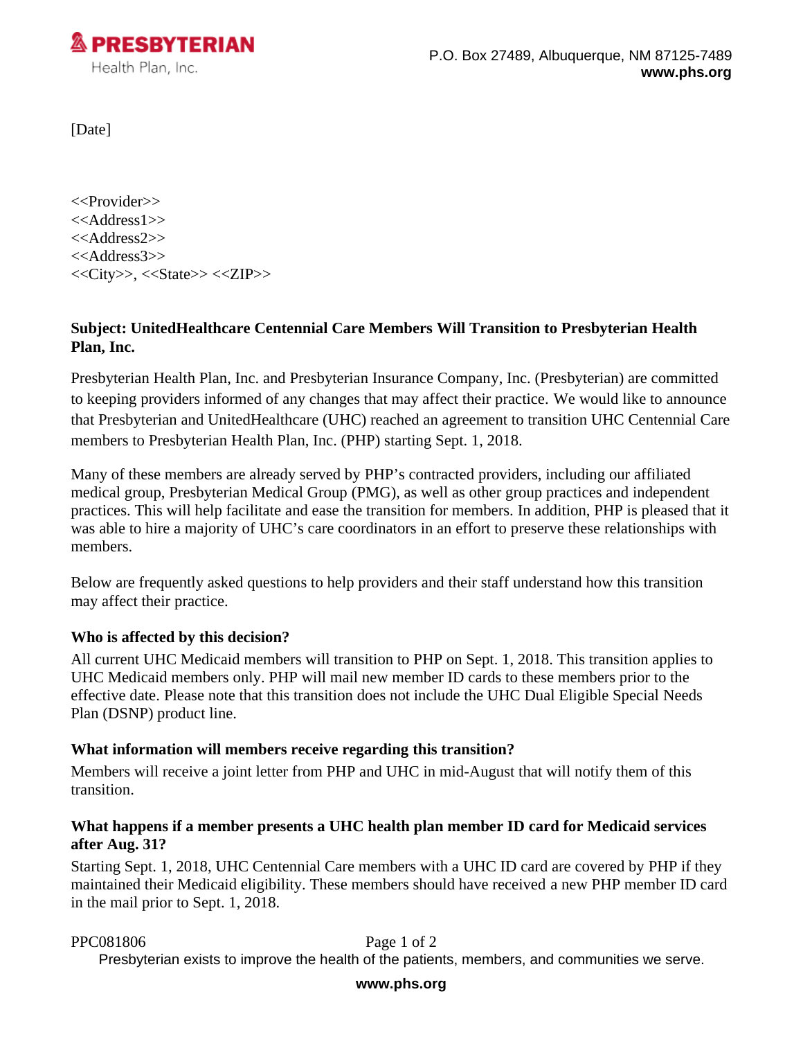**PRESBYTERIAN**
Health Plan, Inc.

P.O. Box 27489, Albuquerque, NM 87125-7489
**www.phs.org**

[Date]

<<Provider>>
<<Address1>>
<<Address2>>
<<Address3>>
<<City>>, <<State>> <<ZIP>>

**Subject: UnitedHealthcare Centennial Care Members Will Transition to Presbyterian Health Plan, Inc.**

Presbyterian Health Plan, Inc. and Presbyterian Insurance Company, Inc. (Presbyterian) are committed to keeping providers informed of any changes that may affect their practice. We would like to announce that Presbyterian and UnitedHealthcare (UHC) reached an agreement to transition UHC Centennial Care members to Presbyterian Health Plan, Inc. (PHP) starting Sept. 1, 2018.

Many of these members are already served by PHP's contracted providers, including our affiliated medical group, Presbyterian Medical Group (PMG), as well as other group practices and independent practices. This will help facilitate and ease the transition for members. In addition, PHP is pleased that it was able to hire a majority of UHC's care coordinators in an effort to preserve these relationships with members.

Below are frequently asked questions to help providers and their staff understand how this transition may affect their practice.

**Who is affected by this decision?**

All current UHC Medicaid members will transition to PHP on Sept. 1, 2018. This transition applies to UHC Medicaid members only. PHP will mail new member ID cards to these members prior to the effective date. Please note that this transition does not include the UHC Dual Eligible Special Needs Plan (DSNP) product line.

**What information will members receive regarding this transition?**

Members will receive a joint letter from PHP and UHC in mid-August that will notify them of this transition.

**What happens if a member presents a UHC health plan member ID card for Medicaid services after Aug. 31?**

Starting Sept. 1, 2018, UHC Centennial Care members with a UHC ID card are covered by PHP if they maintained their Medicaid eligibility. These members should have received a new PHP member ID card in the mail prior to Sept. 1, 2018.

PPC081806

Presbyterian exists to improve the health of the patients, members, and communities we serve.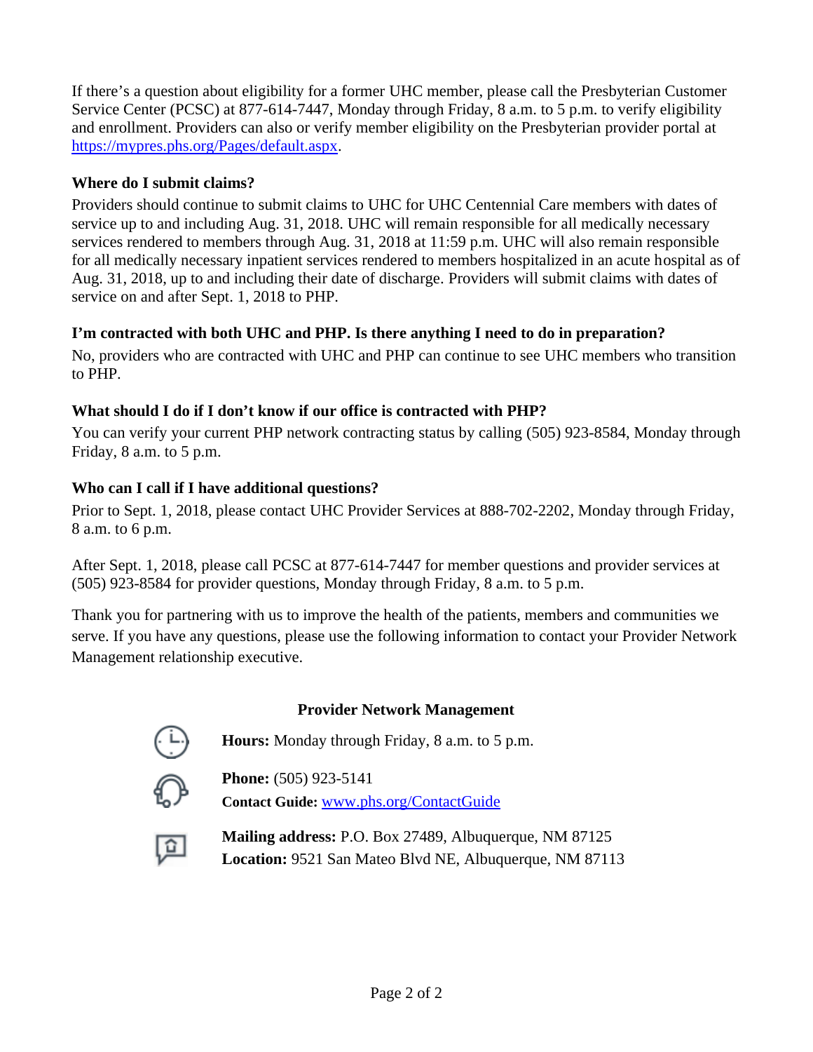If there's a question about eligibility for a former UHC member, please call the Presbyterian Customer Service Center (PCSC) at 877-614-7447, Monday through Friday, 8 a.m. to 5 p.m. to verify eligibility and enrollment. Providers can also or verify member eligibility on the Presbyterian provider portal at https://mypres.phs.org/Pages/default.aspx.

**Where do I submit claims?**

Providers should continue to submit claims to UHC for UHC Centennial Care members with dates of service up to and including Aug. 31, 2018. UHC will remain responsible for all medically necessary services rendered to members through Aug. 31, 2018 at 11:59 p.m. UHC will also remain responsible for all medically necessary inpatient services rendered to members hospitalized in an acute hospital as of Aug. 31, 2018, up to and including their date of discharge. Providers will submit claims with dates of service on and after Sept. 1, 2018 to PHP.

**I'm contracted with both UHC and PHP. Is there anything I need to do in preparation?**

No, providers who are contracted with UHC and PHP can continue to see UHC members who transition to PHP.

**What should I do if I don't know if our office is contracted with PHP?**

You can verify your current PHP network contracting status by calling (505) 923-8584, Monday through Friday, 8 a.m. to 5 p.m.

**Who can I call if I have additional questions?**

Prior to Sept. 1, 2018, please contact UHC Provider Services at 888-702-2202, Monday through Friday, 8 a.m. to 6 p.m.

After Sept. 1, 2018, please call PCSC at 877-614-7447 for member questions and provider services at (505) 923-8584 for provider questions, Monday through Friday, 8 a.m. to 5 p.m.

Thank you for partnering with us to improve the health of the patients, members and communities we serve. If you have any questions, please use the following information to contact your Provider Network Management relationship executive.

**Provider Network Management**

**Hours:** Monday through Friday, 8 a.m. to 5 p.m.

**Phone:** (505) 923-5141
**Contact Guide:** www.phs.org/ContactGuide

**Mailing address:** P.O. Box 27489, Albuquerque, NM 87125
**Location:** 9521 San Mateo Blvd NE, Albuquerque, NM 87113